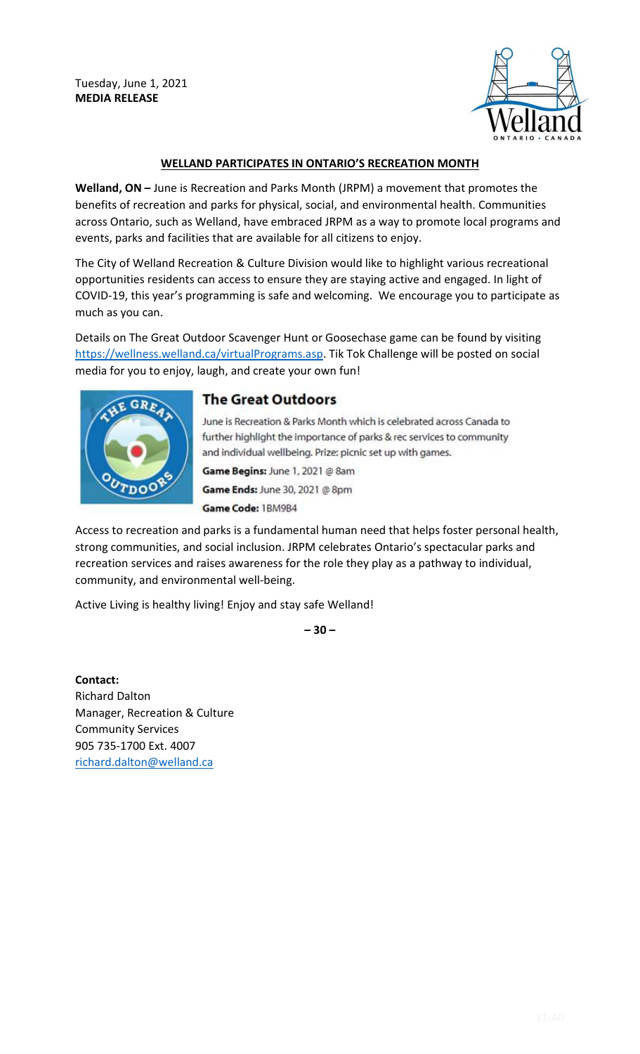Tuesday, June 1, 2021
**MEDIA RELEASE**

## WELLAND PARTICIPATES IN ONTARIO'S RECREATION MONTH

**Welland, ON –** June is Recreation and Parks Month (JRPM) a movement that promotes the benefits of recreation and parks for physical, social, and environmental health. Communities across Ontario, such as Welland, have embraced JRPM as a way to promote local programs and events, parks and facilities that are available for all citizens to enjoy.

The City of Welland Recreation & Culture Division would like to highlight various recreational opportunities residents can access to ensure they are staying active and engaged. In light of COVID-19, this year's programming is safe and welcoming. We encourage you to participate as much as you can.

Details on The Great Outdoor Scavenger Hunt or Goosechase game can be found by visiting https://wellness.welland.ca/virtualPrograms.asp. Tik Tok Challenge will be posted on social media for you to enjoy, laugh, and create your own fun!

### The Great Outdoors

June is Recreation & Parks Month which is celebrated across Canada to further highlight the importance of parks & rec services to community and individual wellbeing. Prize: picnic set up with games.

**Game Begins:** June 1, 2021 @ 8am

**Game Ends:** June 30, 2021 @ 8pm

**Game Code:** 1BM9B4

Access to recreation and parks is a fundamental human need that helps foster personal health, strong communities, and social inclusion. JRPM celebrates Ontario's spectacular parks and recreation services and raises awareness for the role they play as a pathway to individual, community, and environmental well-being.

Active Living is healthy living! Enjoy and stay safe Welland!

**– 30 –**

**Contact:**
Richard Dalton
Manager, Recreation & Culture
Community Services
905 735-1700 Ext. 4007
richard.dalton@welland.ca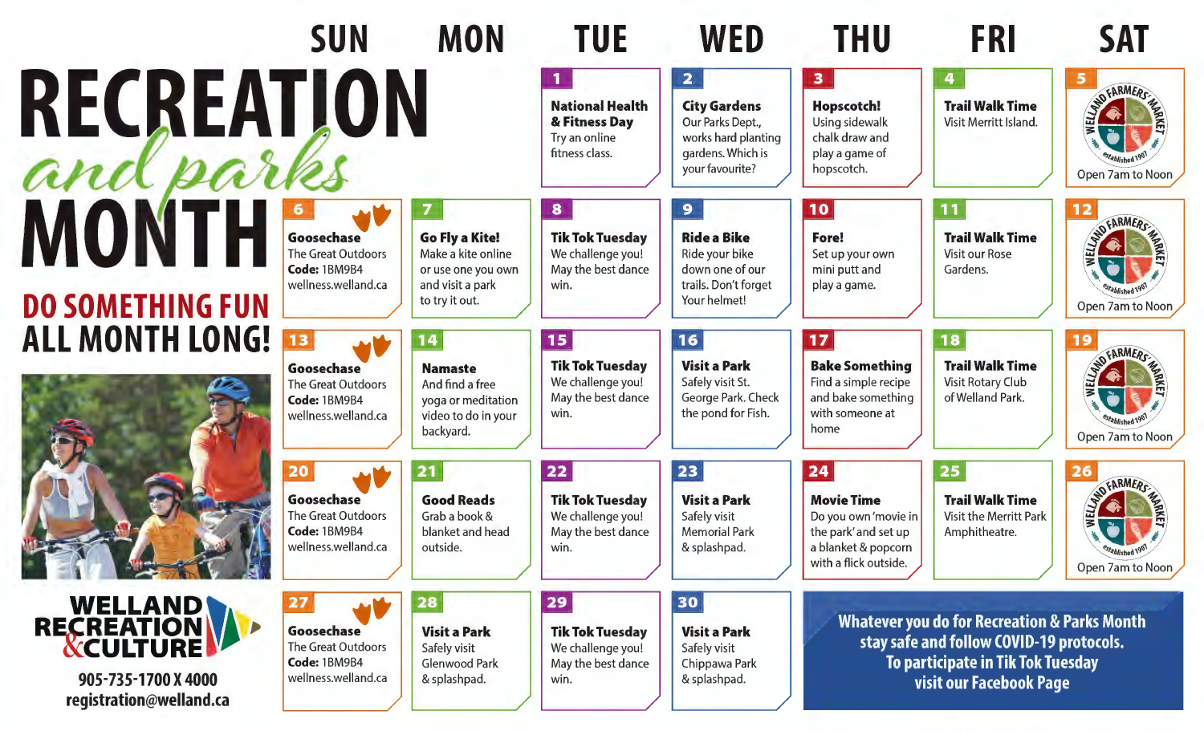# RECREATION *and parks* MONTH

## DO SOMETHING FUN ALL MONTH LONG!

| SUN | MON | TUE | WED | THU | FRI | SAT |
|---|---|---|---|---|---|---|
| | | **1** **National Health & Fitness Day** Try an online fitness class. | **2** **City Gardens** Our Parks Dept., works hard planting gardens. Which is your favourite? | **3** **Hopscotch!** Using sidewalk chalk draw and play a game of hopscotch. | **4** **Trail Walk Time** Visit Merritt Island. | **5** WELLAND FARMERS' MARKET established 1907 Open 7am to Noon |
| **6** **Goosechase** The Great Outdoors **Code:** 1BM9B4 wellness.welland.ca | **7** **Go Fly a Kite!** Make a kite online or use one you own and visit a park to try it out. | **8** **Tik Tok Tuesday** We challenge you! May the best dance win. | **9** **Ride a Bike** Ride your bike down one of our trails. Don't forget Your helmet! | **10** **Fore!** Set up your own mini putt and play a game. | **11** **Trail Walk Time** Visit our Rose Gardens. | **12** WELLAND FARMERS' MARKET established 1907 Open 7am to Noon |
| **13** **Goosechase** The Great Outdoors **Code:** 1BM9B4 wellness.welland.ca | **14** **Namaste** And find a free yoga or meditation video to do in your backyard. | **15** **Tik Tok Tuesday** We challenge you! May the best dance win. | **16** **Visit a Park** Safely visit St. George Park. Check the pond for Fish. | **17** **Bake Something** Find a simple recipe and bake something with someone at home | **18** **Trail Walk Time** Visit Rotary Club of Welland Park. | **19** WELLAND FARMERS' MARKET established 1907 Open 7am to Noon |
| **20** **Goosechase** The Great Outdoors **Code:** 1BM9B4 wellness.welland.ca | **21** **Good Reads** Grab a book & blanket and head outside. | **22** **Tik Tok Tuesday** We challenge you! May the best dance win. | **23** **Visit a Park** Safely visit Memorial Park & splashpad. | **24** **Movie Time** Do you own 'movie in the park' and set up a blanket & popcorn with a flick outside. | **25** **Trail Walk Time** Visit the Merritt Park Amphitheatre. | **26** WELLAND FARMERS' MARKET established 1907 Open 7am to Noon |
| **27** **Goosechase** The Great Outdoors **Code:** 1BM9B4 wellness.welland.ca | **28** **Visit a Park** Safely visit Glenwood Park & splashpad. | **29** **Tik Tok Tuesday** We challenge you! May the best dance win. | **30** **Visit a Park** Safely visit Chippawa Park & splashpad. | | | |

**Whatever you do for Recreation & Parks Month stay safe and follow COVID-19 protocols. To participate in Tik Tok Tuesday visit our Facebook Page**

**WELLAND RECREATION & CULTURE**

905-735-1700 X 4000
registration@welland.ca